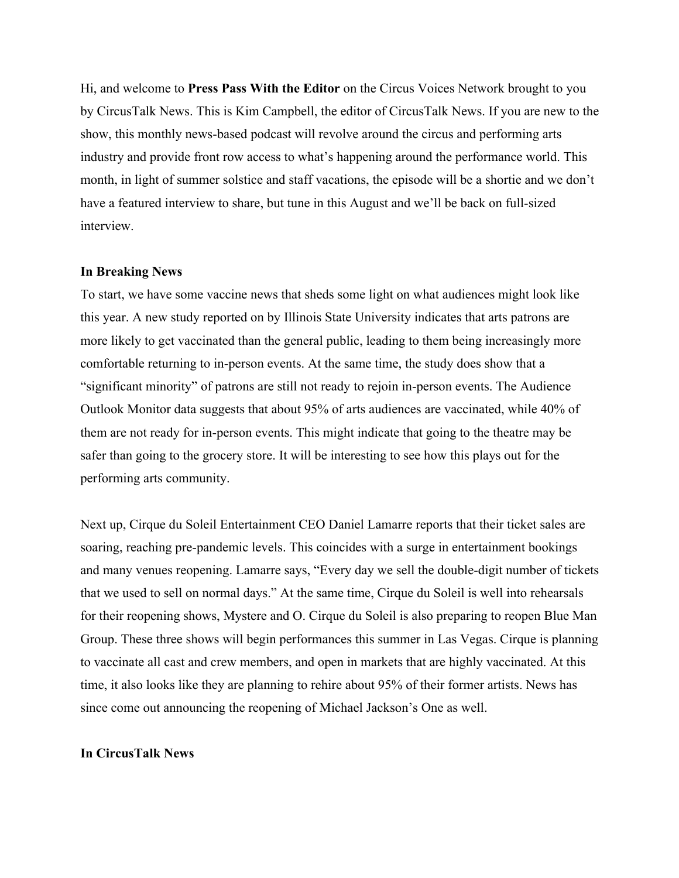Hi, and welcome to **Press Pass With the Editor** on the Circus Voices Network brought to you by CircusTalk News. This is Kim Campbell, the editor of CircusTalk News. If you are new to the show, this monthly news-based podcast will revolve around the circus and performing arts industry and provide front row access to what's happening around the performance world. This month, in light of summer solstice and staff vacations, the episode will be a shortie and we don't have a featured interview to share, but tune in this August and we'll be back on full-sized interview.

**In Breaking News**

To start, we have some vaccine news that sheds some light on what audiences might look like this year. A new study reported on by Illinois State University indicates that arts patrons are more likely to get vaccinated than the general public, leading to them being increasingly more comfortable returning to in-person events. At the same time, the study does show that a "significant minority" of patrons are still not ready to rejoin in-person events. The Audience Outlook Monitor data suggests that about 95% of arts audiences are vaccinated, while 40% of them are not ready for in-person events. This might indicate that going to the theatre may be safer than going to the grocery store. It will be interesting to see how this plays out for the performing arts community.

Next up, Cirque du Soleil Entertainment CEO Daniel Lamarre reports that their ticket sales are soaring, reaching pre-pandemic levels. This coincides with a surge in entertainment bookings and many venues reopening. Lamarre says, "Every day we sell the double-digit number of tickets that we used to sell on normal days." At the same time, Cirque du Soleil is well into rehearsals for their reopening shows, Mystere and O. Cirque du Soleil is also preparing to reopen Blue Man Group. These three shows will begin performances this summer in Las Vegas. Cirque is planning to vaccinate all cast and crew members, and open in markets that are highly vaccinated. At this time, it also looks like they are planning to rehire about 95% of their former artists. News has since come out announcing the reopening of Michael Jackson's One as well.

**In CircusTalk News**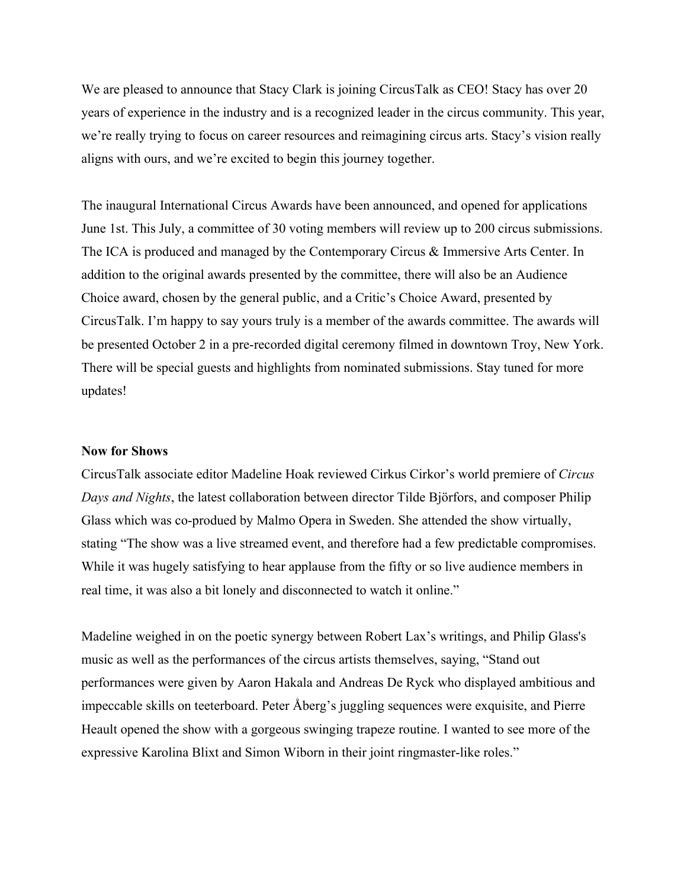We are pleased to announce that Stacy Clark is joining CircusTalk as CEO! Stacy has over 20 years of experience in the industry and is a recognized leader in the circus community. This year, we're really trying to focus on career resources and reimagining circus arts. Stacy's vision really aligns with ours, and we're excited to begin this journey together.

The inaugural International Circus Awards have been announced, and opened for applications June 1st. This July, a committee of 30 voting members will review up to 200 circus submissions. The ICA is produced and managed by the Contemporary Circus & Immersive Arts Center. In addition to the original awards presented by the committee, there will also be an Audience Choice award, chosen by the general public, and a Critic's Choice Award, presented by CircusTalk. I'm happy to say yours truly is a member of the awards committee. The awards will be presented October 2 in a pre-recorded digital ceremony filmed in downtown Troy, New York. There will be special guests and highlights from nominated submissions. Stay tuned for more updates!

**Now for Shows**

CircusTalk associate editor Madeline Hoak reviewed Cirkus Cirkor's world premiere of *Circus Days and Nights*, the latest collaboration between director Tilde Björfors, and composer Philip Glass which was co-produed by Malmo Opera in Sweden. She attended the show virtually, stating "The show was a live streamed event, and therefore had a few predictable compromises. While it was hugely satisfying to hear applause from the fifty or so live audience members in real time, it was also a bit lonely and disconnected to watch it online."

Madeline weighed in on the poetic synergy between Robert Lax's writings, and Philip Glass's music as well as the performances of the circus artists themselves, saying, "Stand out performances were given by Aaron Hakala and Andreas De Ryck who displayed ambitious and impeccable skills on teeterboard. Peter Åberg's juggling sequences were exquisite, and Pierre Heault opened the show with a gorgeous swinging trapeze routine. I wanted to see more of the expressive Karolina Blixt and Simon Wiborn in their joint ringmaster-like roles."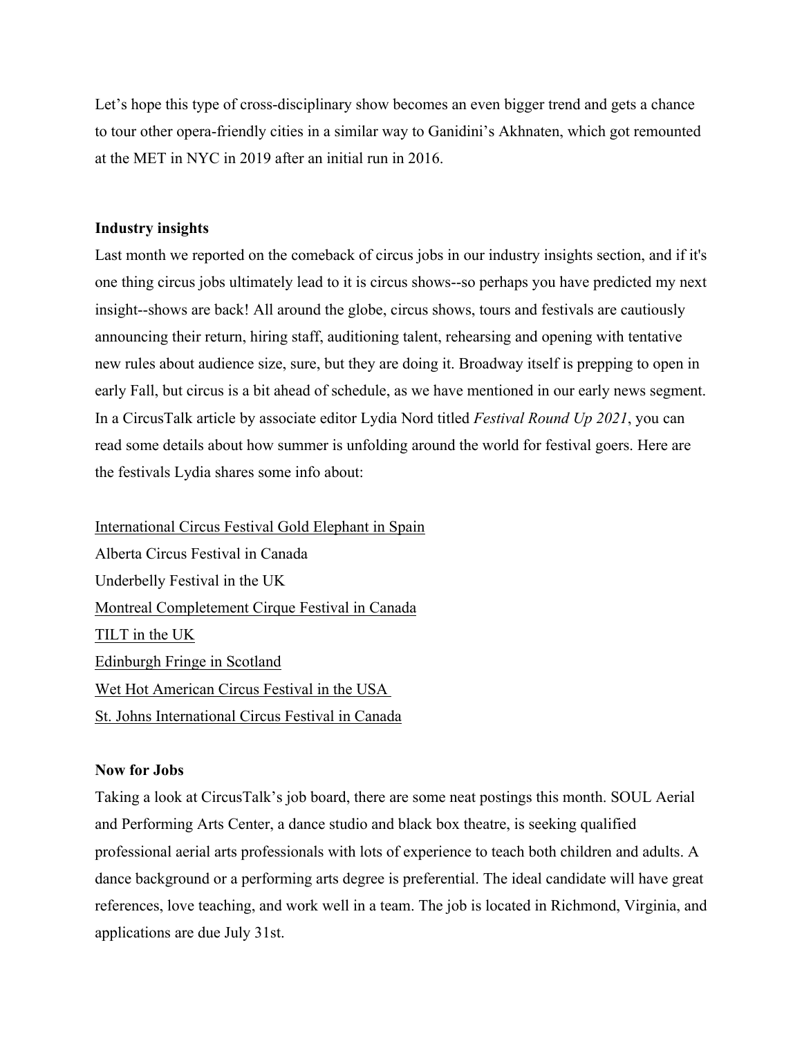Let's hope this type of cross-disciplinary show becomes an even bigger trend and gets a chance to tour other opera-friendly cities in a similar way to Ganidini's Akhnaten, which got remounted at the MET in NYC in 2019 after an initial run in 2016.

**Industry insights**

Last month we reported on the comeback of circus jobs in our industry insights section, and if it's one thing circus jobs ultimately lead to it is circus shows--so perhaps you have predicted my next insight--shows are back! All around the globe, circus shows, tours and festivals are cautiously announcing their return, hiring staff, auditioning talent, rehearsing and opening with tentative new rules about audience size, sure, but they are doing it. Broadway itself is prepping to open in early Fall, but circus is a bit ahead of schedule, as we have mentioned in our early news segment. In a CircusTalk article by associate editor Lydia Nord titled *Festival Round Up 2021*, you can read some details about how summer is unfolding around the world for festival goers. Here are the festivals Lydia shares some info about:

International Circus Festival Gold Elephant in Spain
Alberta Circus Festival in Canada
Underbelly Festival in the UK
Montreal Completement Cirque Festival in Canada
TILT in the UK
Edinburgh Fringe in Scotland
Wet Hot American Circus Festival in the USA
St. Johns International Circus Festival in Canada

**Now for Jobs**

Taking a look at CircusTalk's job board, there are some neat postings this month. SOUL Aerial and Performing Arts Center, a dance studio and black box theatre, is seeking qualified professional aerial arts professionals with lots of experience to teach both children and adults. A dance background or a performing arts degree is preferential. The ideal candidate will have great references, love teaching, and work well in a team. The job is located in Richmond, Virginia, and applications are due July 31st.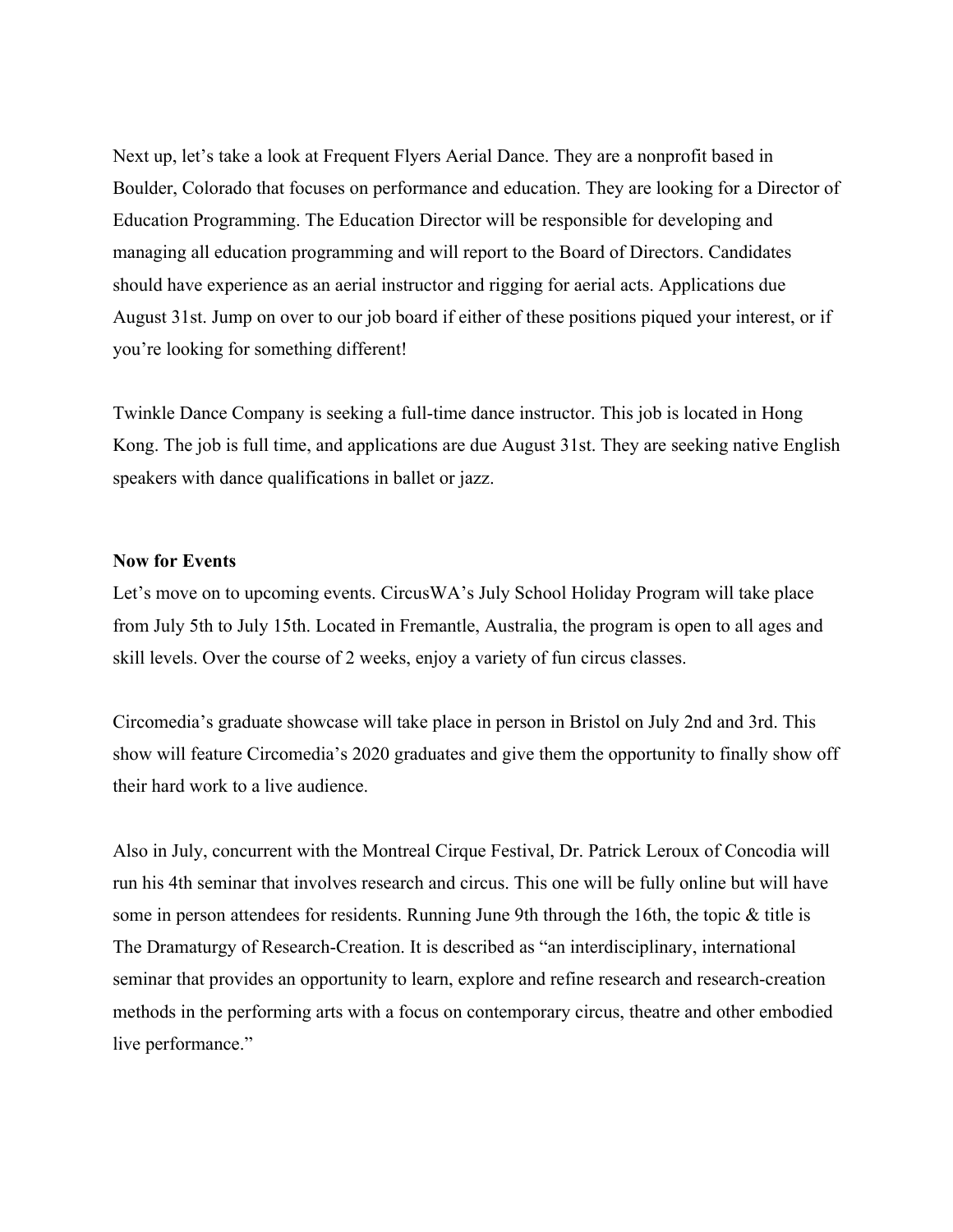Next up, let's take a look at Frequent Flyers Aerial Dance. They are a nonprofit based in Boulder, Colorado that focuses on performance and education. They are looking for a Director of Education Programming. The Education Director will be responsible for developing and managing all education programming and will report to the Board of Directors. Candidates should have experience as an aerial instructor and rigging for aerial acts. Applications due August 31st. Jump on over to our job board if either of these positions piqued your interest, or if you're looking for something different!

Twinkle Dance Company is seeking a full-time dance instructor. This job is located in Hong Kong. The job is full time, and applications are due August 31st. They are seeking native English speakers with dance qualifications in ballet or jazz.

**Now for Events**

Let's move on to upcoming events. CircusWA's July School Holiday Program will take place from July 5th to July 15th. Located in Fremantle, Australia, the program is open to all ages and skill levels. Over the course of 2 weeks, enjoy a variety of fun circus classes.

Circomedia's graduate showcase will take place in person in Bristol on July 2nd and 3rd. This show will feature Circomedia's 2020 graduates and give them the opportunity to finally show off their hard work to a live audience.

Also in July, concurrent with the Montreal Cirque Festival, Dr. Patrick Leroux of Concodia will run his 4th seminar that involves research and circus. This one will be fully online but will have some in person attendees for residents. Running June 9th through the 16th, the topic & title is The Dramaturgy of Research-Creation. It is described as "an interdisciplinary, international seminar that provides an opportunity to learn, explore and refine research and research-creation methods in the performing arts with a focus on contemporary circus, theatre and other embodied live performance."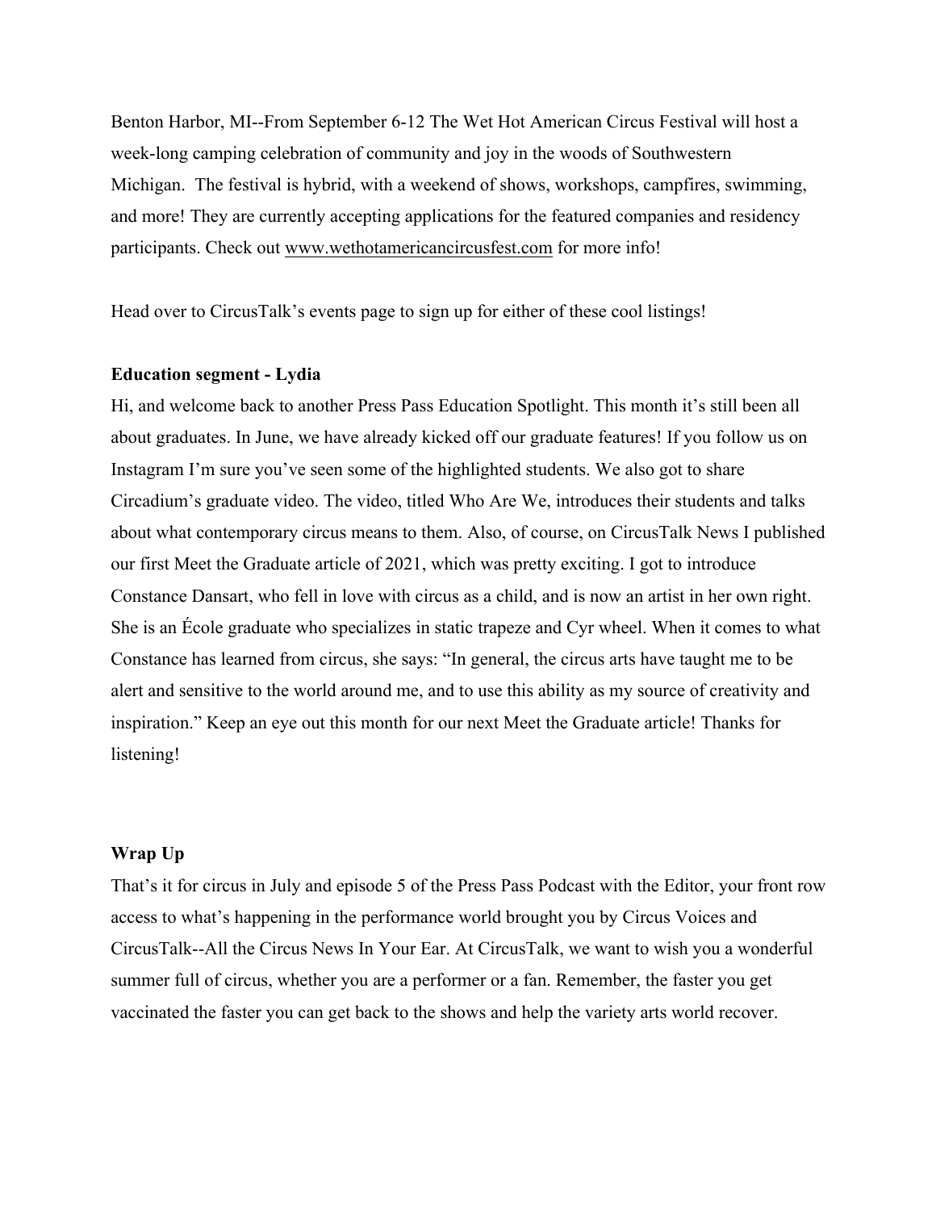Benton Harbor, MI--From September 6-12 The Wet Hot American Circus Festival will host a week-long camping celebration of community and joy in the woods of Southwestern Michigan. The festival is hybrid, with a weekend of shows, workshops, campfires, swimming, and more! They are currently accepting applications for the featured companies and residency participants. Check out www.wethotamericancircusfest.com for more info!

Head over to CircusTalk's events page to sign up for either of these cool listings!

**Education segment - Lydia**

Hi, and welcome back to another Press Pass Education Spotlight. This month it's still been all about graduates. In June, we have already kicked off our graduate features! If you follow us on Instagram I'm sure you've seen some of the highlighted students. We also got to share Circadium's graduate video. The video, titled Who Are We, introduces their students and talks about what contemporary circus means to them. Also, of course, on CircusTalk News I published our first Meet the Graduate article of 2021, which was pretty exciting. I got to introduce Constance Dansart, who fell in love with circus as a child, and is now an artist in her own right. She is an École graduate who specializes in static trapeze and Cyr wheel. When it comes to what Constance has learned from circus, she says: "In general, the circus arts have taught me to be alert and sensitive to the world around me, and to use this ability as my source of creativity and inspiration." Keep an eye out this month for our next Meet the Graduate article! Thanks for listening!

**Wrap Up**

That's it for circus in July and episode 5 of the Press Pass Podcast with the Editor, your front row access to what's happening in the performance world brought you by Circus Voices and CircusTalk--All the Circus News In Your Ear. At CircusTalk, we want to wish you a wonderful summer full of circus, whether you are a performer or a fan. Remember, the faster you get vaccinated the faster you can get back to the shows and help the variety arts world recover.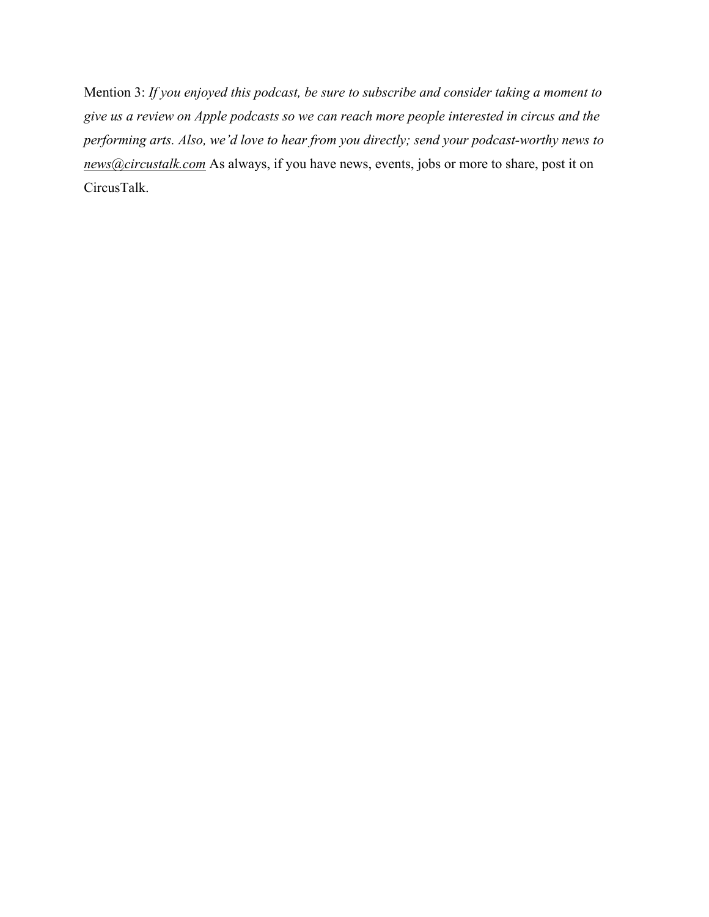Mention 3: *If you enjoyed this podcast, be sure to subscribe and consider taking a moment to give us a review on Apple podcasts so we can reach more people interested in circus and the performing arts. Also, we'd love to hear from you directly; send your podcast-worthy news to news@circustalk.com* As always, if you have news, events, jobs or more to share, post it on CircusTalk.